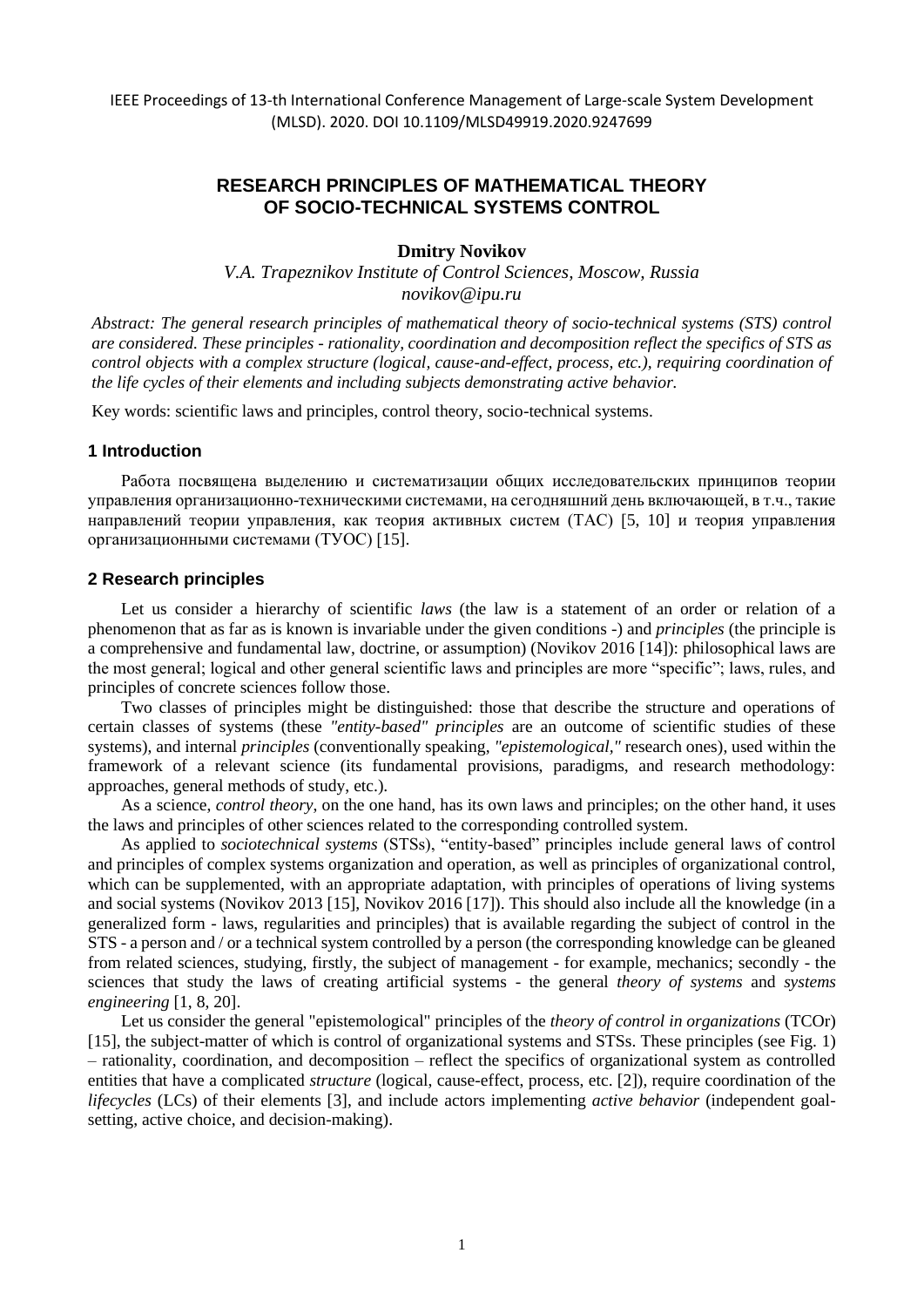IEEE Proceedings of 13-th International Conference Management of Large-scale System Development (MLSD). 2020. DOI 10.1109/MLSD49919.2020.9247699

# RESEARCH PRINCIPLES OF MATHEMATICAL THEORY OF SOCIO-TECHNICAL SYSTEMS CONTROL

**Dmitry Novikov**

*V.A. Trapeznikov Institute of Control Sciences, Moscow, Russia*
*novikov@ipu.ru*

*Abstract: The general research principles of mathematical theory of socio-technical systems (STS) control are considered. These principles - rationality, coordination and decomposition reflect the specifics of STS as control objects with a complex structure (logical, cause-and-effect, process, etc.), requiring coordination of the life cycles of their elements and including subjects demonstrating active behavior.*

Key words: scientific laws and principles, control theory, socio-technical systems.

## 1 Introduction

Работа посвящена выделению и систематизации общих исследовательских принципов теории управления организационно-техническими системами, на сегодняшний день включающей, в т.ч., такие направлений теории управления, как теория активных систем (ТАС) [5, 10] и теория управления организационными системами (ТУОС) [15].

## 2 Research principles

Let us consider a hierarchy of scientific *laws* (the law is a statement of an order or relation of a phenomenon that as far as is known is invariable under the given conditions -) and *principles* (the principle is a comprehensive and fundamental law, doctrine, or assumption) (Novikov 2016 [14]): philosophical laws are the most general; logical and other general scientific laws and principles are more "specific"; laws, rules, and principles of concrete sciences follow those.

Two classes of principles might be distinguished: those that describe the structure and operations of certain classes of systems (these *"entity-based" principles* are an outcome of scientific studies of these systems), and internal *principles* (conventionally speaking, *"epistemological,"* research ones), used within the framework of a relevant science (its fundamental provisions, paradigms, and research methodology: approaches, general methods of study, etc.).

As a science, *control theory*, on the one hand, has its own laws and principles; on the other hand, it uses the laws and principles of other sciences related to the corresponding controlled system.

As applied to *sociotechnical systems* (STSs), "entity-based" principles include general laws of control and principles of complex systems organization and operation, as well as principles of organizational control, which can be supplemented, with an appropriate adaptation, with principles of operations of living systems and social systems (Novikov 2013 [15], Novikov 2016 [17]). This should also include all the knowledge (in a generalized form - laws, regularities and principles) that is available regarding the subject of control in the STS - a person and / or a technical system controlled by a person (the corresponding knowledge can be gleaned from related sciences, studying, firstly, the subject of management - for example, mechanics; secondly - the sciences that study the laws of creating artificial systems - the general *theory of systems* and *systems engineering* [1, 8, 20].

Let us consider the general "epistemological" principles of the *theory of control in organizations* (TCOr) [15], the subject-matter of which is control of organizational systems and STSs. These principles (see Fig. 1) – rationality, coordination, and decomposition – reflect the specifics of organizational system as controlled entities that have a complicated *structure* (logical, cause-effect, process, etc. [2]), require coordination of the *lifecycles* (LCs) of their elements [3], and include actors implementing *active behavior* (independent goal-setting, active choice, and decision-making).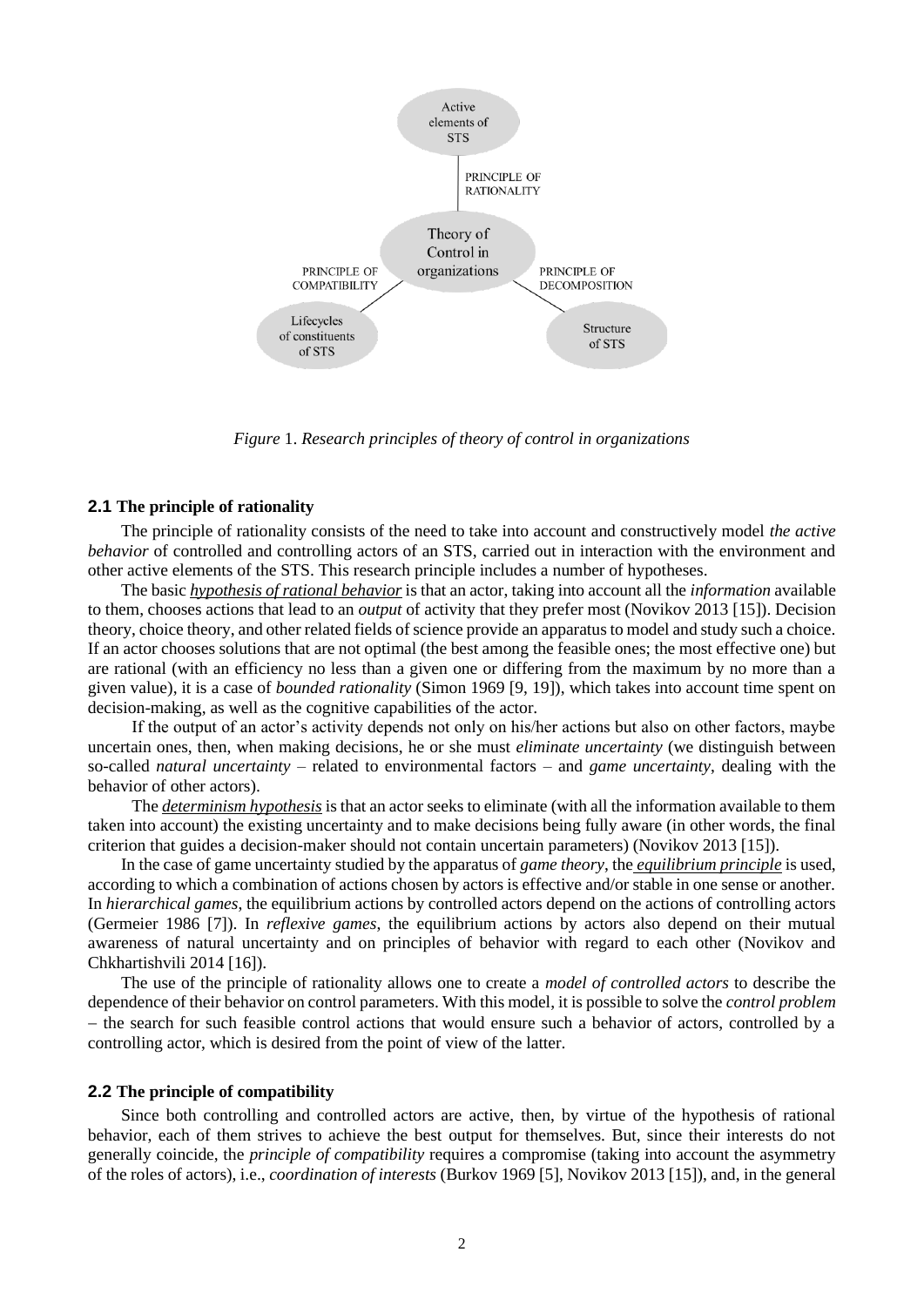Active elements of STS

PRINCIPLE OF RATIONALITY

Theory of Control in organizations

PRINCIPLE OF COMPATIBILITY

PRINCIPLE OF DECOMPOSITION

Lifecycles of constituents of STS

Structure of STS

*Figure* 1. *Research principles of theory of control in organizations*

### 2.1 The principle of rationality

The principle of rationality consists of the need to take into account and constructively model *the active behavior* of controlled and controlling actors of an STS, carried out in interaction with the environment and other active elements of the STS. This research principle includes a number of hypotheses.

The basic ***hypothesis of rational behavior*** is that an actor, taking into account all the *information* available to them, chooses actions that lead to an *output* of activity that they prefer most (Novikov 2013 [15]). Decision theory, choice theory, and other related fields of science provide an apparatus to model and study such a choice. If an actor chooses solutions that are not optimal (the best among the feasible ones; the most effective one) but are rational (with an efficiency no less than a given one or differing from the maximum by no more than a given value), it is a case of *bounded rationality* (Simon 1969 [9, 19]), which takes into account time spent on decision-making, as well as the cognitive capabilities of the actor.

If the output of an actor's activity depends not only on his/her actions but also on other factors, maybe uncertain ones, then, when making decisions, he or she must *eliminate uncertainty* (we distinguish between so-called *natural uncertainty* – related to environmental factors – and *game uncertainty*, dealing with the behavior of other actors).

The ***determinism hypothesis*** is that an actor seeks to eliminate (with all the information available to them taken into account) the existing uncertainty and to make decisions being fully aware (in other words, the final criterion that guides a decision-maker should not contain uncertain parameters) (Novikov 2013 [15]).

In the case of game uncertainty studied by the apparatus of *game theory*, the ***equilibrium principle*** is used, according to which a combination of actions chosen by actors is effective and/or stable in one sense or another. In *hierarchical games*, the equilibrium actions by controlled actors depend on the actions of controlling actors (Germeier 1986 [7]). In *reflexive games*, the equilibrium actions by actors also depend on their mutual awareness of natural uncertainty and on principles of behavior with regard to each other (Novikov and Chkhartishvili 2014 [16]).

The use of the principle of rationality allows one to create a *model of controlled actors* to describe the dependence of their behavior on control parameters. With this model, it is possible to solve the *control problem* – the search for such feasible control actions that would ensure such a behavior of actors, controlled by a controlling actor, which is desired from the point of view of the latter.

### 2.2 The principle of compatibility

Since both controlling and controlled actors are active, then, by virtue of the hypothesis of rational behavior, each of them strives to achieve the best output for themselves. But, since their interests do not generally coincide, the *principle of compatibility* requires a compromise (taking into account the asymmetry of the roles of actors), i.e., *coordination of interests* (Burkov 1969 [5], Novikov 2013 [15]), and, in the general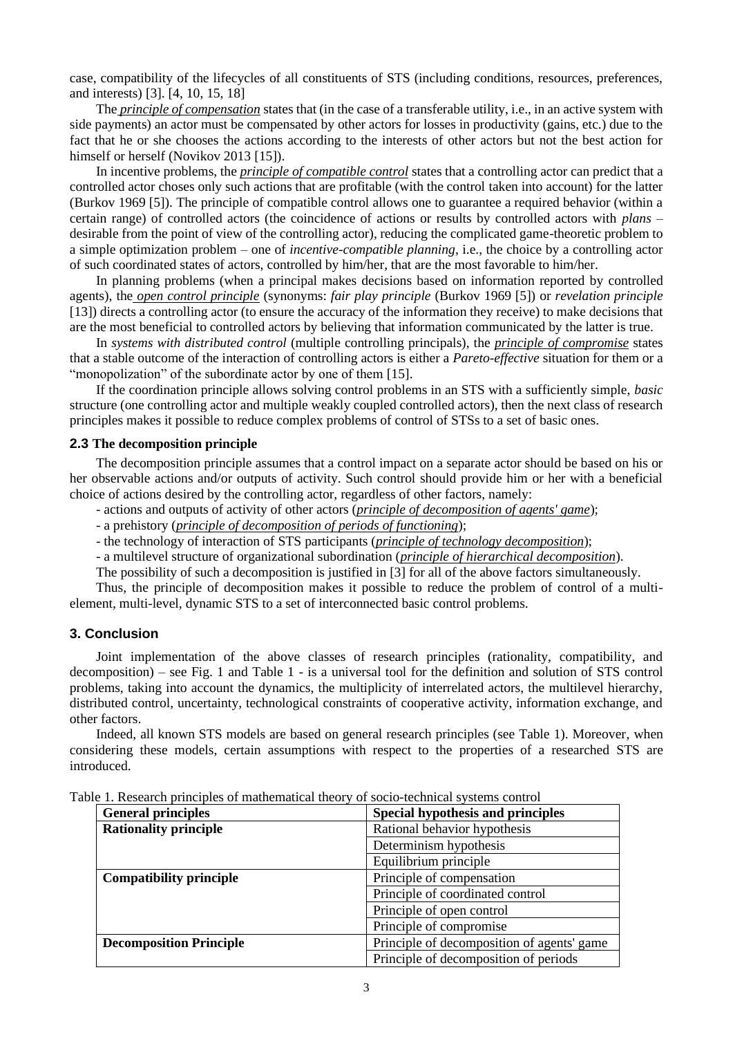case, compatibility of the lifecycles of all constituents of STS (including conditions, resources, preferences, and interests) [3]. [4, 10, 15, 18]

The *principle of compensation* states that (in the case of a transferable utility, i.e., in an active system with side payments) an actor must be compensated by other actors for losses in productivity (gains, etc.) due to the fact that he or she chooses the actions according to the interests of other actors but not the best action for himself or herself (Novikov 2013 [15]).

In incentive problems, the *principle of compatible control* states that a controlling actor can predict that a controlled actor choses only such actions that are profitable (with the control taken into account) for the latter (Burkov 1969 [5]). The principle of compatible control allows one to guarantee a required behavior (within a certain range) of controlled actors (the coincidence of actions or results by controlled actors with *plans* – desirable from the point of view of the controlling actor), reducing the complicated game-theoretic problem to a simple optimization problem – one of *incentive-compatible planning*, i.e., the choice by a controlling actor of such coordinated states of actors, controlled by him/her, that are the most favorable to him/her.

In planning problems (when a principal makes decisions based on information reported by controlled agents), the *open control principle* (synonyms: *fair play principle* (Burkov 1969 [5]) or *revelation principle* [13]) directs a controlling actor (to ensure the accuracy of the information they receive) to make decisions that are the most beneficial to controlled actors by believing that information communicated by the latter is true.

In *systems with distributed control* (multiple controlling principals), the *principle of compromise* states that a stable outcome of the interaction of controlling actors is either a *Pareto-effective* situation for them or a "monopolization" of the subordinate actor by one of them [15].

If the coordination principle allows solving control problems in an STS with a sufficiently simple, *basic* structure (one controlling actor and multiple weakly coupled controlled actors), then the next class of research principles makes it possible to reduce complex problems of control of STSs to a set of basic ones.

### 2.3 The decomposition principle

The decomposition principle assumes that a control impact on a separate actor should be based on his or her observable actions and/or outputs of activity. Such control should provide him or her with a beneficial choice of actions desired by the controlling actor, regardless of other factors, namely:

- actions and outputs of activity of other actors (*principle of decomposition of agents' game*);
- a prehistory (*principle of decomposition of periods of functioning*);
- the technology of interaction of STS participants (*principle of technology decomposition*);
- a multilevel structure of organizational subordination (*principle of hierarchical decomposition*).

The possibility of such a decomposition is justified in [3] for all of the above factors simultaneously.

Thus, the principle of decomposition makes it possible to reduce the problem of control of a multi-element, multi-level, dynamic STS to a set of interconnected basic control problems.

## 3. Conclusion

Joint implementation of the above classes of research principles (rationality, compatibility, and decomposition) – see Fig. 1 and Table 1 - is a universal tool for the definition and solution of STS control problems, taking into account the dynamics, the multiplicity of interrelated actors, the multilevel hierarchy, distributed control, uncertainty, technological constraints of cooperative activity, information exchange, and other factors.

Indeed, all known STS models are based on general research principles (see Table 1). Moreover, when considering these models, certain assumptions with respect to the properties of a researched STS are introduced.

Table 1. Research principles of mathematical theory of socio-technical systems control

| **General principles** | **Special hypothesis and principles** |
|---|---|
| **Rationality principle** | Rational behavior hypothesis |
| | Determinism hypothesis |
| | Equilibrium principle |
| **Compatibility principle** | Principle of compensation |
| | Principle of coordinated control |
| | Principle of open control |
| | Principle of compromise |
| **Decomposition Principle** | Principle of decomposition of agents' game |
| | Principle of decomposition of periods |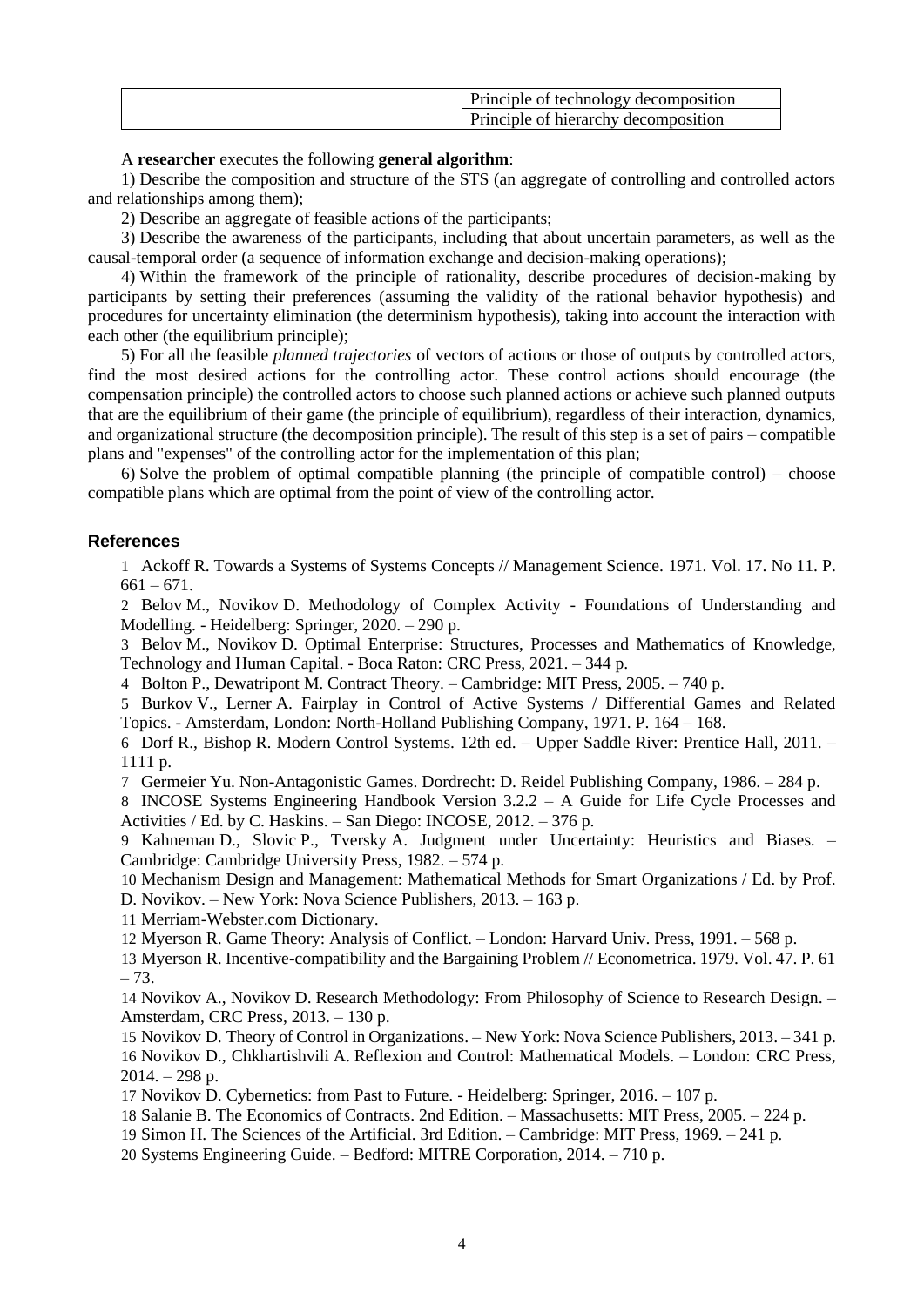| | |
|---|---|
| | Principle of technology decomposition |
| | Principle of hierarchy decomposition |

A **researcher** executes the following **general algorithm**:

1) Describe the composition and structure of the STS (an aggregate of controlling and controlled actors and relationships among them);

2) Describe an aggregate of feasible actions of the participants;

3) Describe the awareness of the participants, including that about uncertain parameters, as well as the causal-temporal order (a sequence of information exchange and decision-making operations);

4) Within the framework of the principle of rationality, describe procedures of decision-making by participants by setting their preferences (assuming the validity of the rational behavior hypothesis) and procedures for uncertainty elimination (the determinism hypothesis), taking into account the interaction with each other (the equilibrium principle);

5) For all the feasible *planned trajectories* of vectors of actions or those of outputs by controlled actors, find the most desired actions for the controlling actor. These control actions should encourage (the compensation principle) the controlled actors to choose such planned actions or achieve such planned outputs that are the equilibrium of their game (the principle of equilibrium), regardless of their interaction, dynamics, and organizational structure (the decomposition principle). The result of this step is a set of pairs – compatible plans and "expenses" of the controlling actor for the implementation of this plan;

6) Solve the problem of optimal compatible planning (the principle of compatible control) – choose compatible plans which are optimal from the point of view of the controlling actor.

## References

1 Ackoff R. Towards a Systems of Systems Concepts // Management Science. 1971. Vol. 17. No 11. P. 661 – 671.

2 Belov M., Novikov D. Methodology of Complex Activity - Foundations of Understanding and Modelling. - Heidelberg: Springer, 2020. – 290 p.

3 Belov M., Novikov D. Optimal Enterprise: Structures, Processes and Mathematics of Knowledge, Technology and Human Capital. - Boca Raton: CRC Press, 2021. – 344 p.

4 Bolton P., Dewatripont M. Contract Theory. – Cambridge: MIT Press, 2005. – 740 p.

5 Burkov V., Lerner A. Fairplay in Control of Active Systems / Differential Games and Related Topics. - Amsterdam, London: North-Holland Publishing Company, 1971. P. 164 – 168.

6 Dorf R., Bishop R. Modern Control Systems. 12th ed. – Upper Saddle River: Prentice Hall, 2011. – 1111 p.

7 Germeier Yu. Non-Antagonistic Games. Dordrecht: D. Reidel Publishing Company, 1986. – 284 p.

8 INCOSE Systems Engineering Handbook Version 3.2.2 – A Guide for Life Cycle Processes and Activities / Ed. by C. Haskins. – San Diego: INCOSE, 2012. – 376 p.

9 Kahneman D., Slovic P., Tversky A. Judgment under Uncertainty: Heuristics and Biases. – Cambridge: Cambridge University Press, 1982. – 574 p.

10 Mechanism Design and Management: Mathematical Methods for Smart Organizations / Ed. by Prof. D. Novikov. – New York: Nova Science Publishers, 2013. – 163 p.

11 Merriam-Webster.com Dictionary.

12 Myerson R. Game Theory: Analysis of Conflict. – London: Harvard Univ. Press, 1991. – 568 p.

13 Myerson R. Incentive-compatibility and the Bargaining Problem // Econometrica. 1979. Vol. 47. P. 61 – 73.

14 Novikov A., Novikov D. Research Methodology: From Philosophy of Science to Research Design. – Amsterdam, CRC Press, 2013. – 130 p.

15 Novikov D. Theory of Control in Organizations. – New York: Nova Science Publishers, 2013. – 341 p.

16 Novikov D., Chkhartishvili A. Reflexion and Control: Mathematical Models. – London: CRC Press, 2014. – 298 p.

17 Novikov D. Cybernetics: from Past to Future. - Heidelberg: Springer, 2016. – 107 p.

18 Salanie B. The Economics of Contracts. 2nd Edition. – Massachusetts: MIT Press, 2005. – 224 p.

19 Simon H. The Sciences of the Artificial. 3rd Edition. – Cambridge: MIT Press, 1969. – 241 p.

20 Systems Engineering Guide. – Bedford: MITRE Corporation, 2014. – 710 p.